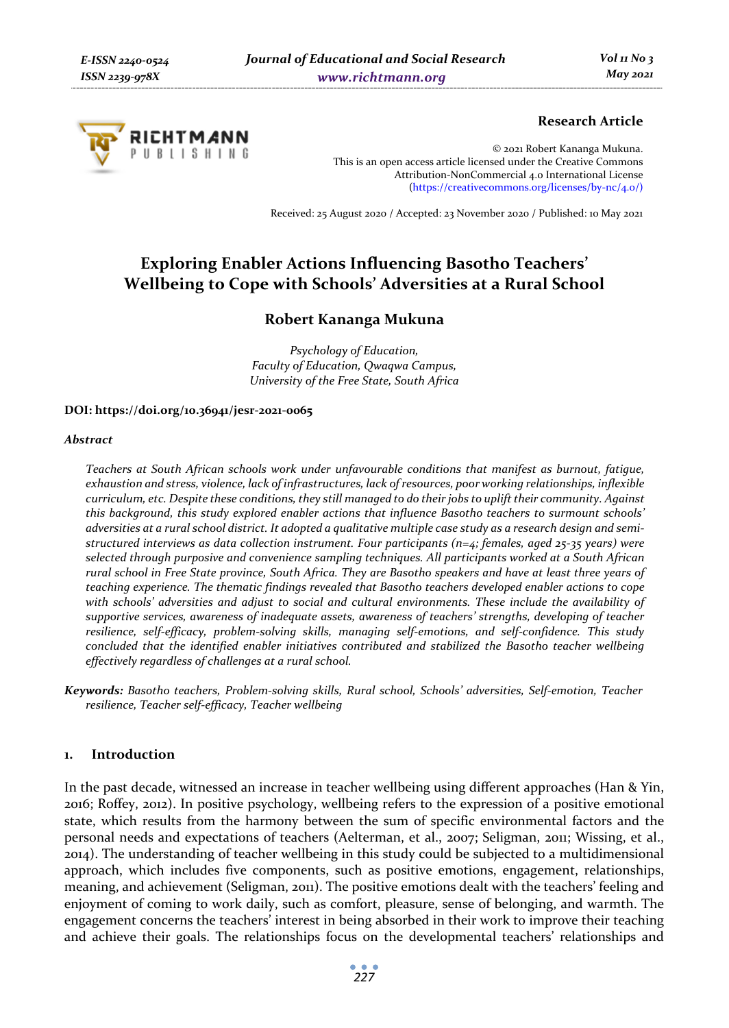**Research Article**

© 2021 Robert Kananga Mukuna.
This is an open access article licensed under the Creative Commons Attribution-NonCommercial 4.0 International License (https://creativecommons.org/licenses/by-nc/4.0/)

Received: 25 August 2020 / Accepted: 23 November 2020 / Published: 10 May 2021

# Exploring Enabler Actions Influencing Basotho Teachers' Wellbeing to Cope with Schools' Adversities at a Rural School

**Robert Kananga Mukuna**

*Psychology of Education,*
*Faculty of Education, Qwaqwa Campus,*
*University of the Free State, South Africa*

**DOI: https://doi.org/10.36941/jesr-2021-0065**

### *Abstract*

*Teachers at South African schools work under unfavourable conditions that manifest as burnout, fatigue, exhaustion and stress, violence, lack of infrastructures, lack of resources, poor working relationships, inflexible curriculum, etc. Despite these conditions, they still managed to do their jobs to uplift their community. Against this background, this study explored enabler actions that influence Basotho teachers to surmount schools' adversities at a rural school district. It adopted a qualitative multiple case study as a research design and semi-structured interviews as data collection instrument. Four participants (n=4; females, aged 25-35 years) were selected through purposive and convenience sampling techniques. All participants worked at a South African rural school in Free State province, South Africa. They are Basotho speakers and have at least three years of teaching experience. The thematic findings revealed that Basotho teachers developed enabler actions to cope with schools' adversities and adjust to social and cultural environments. These include the availability of supportive services, awareness of inadequate assets, awareness of teachers' strengths, developing of teacher resilience, self-efficacy, problem-solving skills, managing self-emotions, and self-confidence. This study concluded that the identified enabler initiatives contributed and stabilized the Basotho teacher wellbeing effectively regardless of challenges at a rural school.*

***Keywords:*** *Basotho teachers, Problem-solving skills, Rural school, Schools' adversities, Self-emotion, Teacher resilience, Teacher self-efficacy, Teacher wellbeing*

## 1. Introduction

In the past decade, witnessed an increase in teacher wellbeing using different approaches (Han & Yin, 2016; Roffey, 2012). In positive psychology, wellbeing refers to the expression of a positive emotional state, which results from the harmony between the sum of specific environmental factors and the personal needs and expectations of teachers (Aelterman, et al., 2007; Seligman, 2011; Wissing, et al., 2014). The understanding of teacher wellbeing in this study could be subjected to a multidimensional approach, which includes five components, such as positive emotions, engagement, relationships, meaning, and achievement (Seligman, 2011). The positive emotions dealt with the teachers' feeling and enjoyment of coming to work daily, such as comfort, pleasure, sense of belonging, and warmth. The engagement concerns the teachers' interest in being absorbed in their work to improve their teaching and achieve their goals. The relationships focus on the developmental teachers' relationships and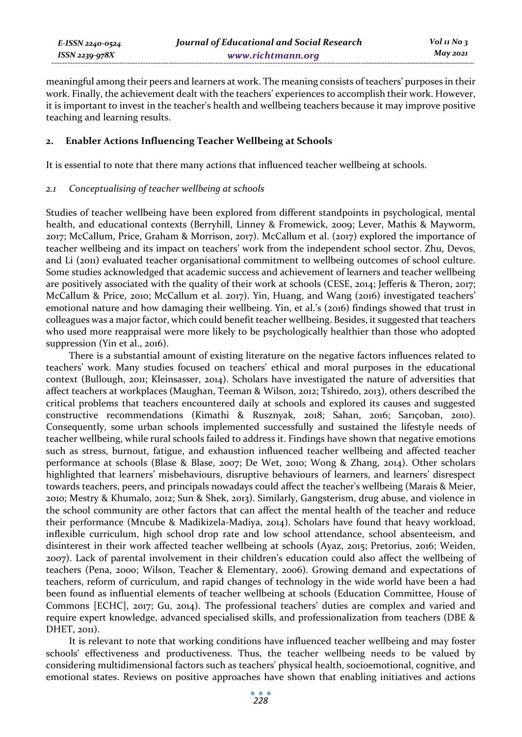meaningful among their peers and learners at work. The meaning consists of teachers' purposes in their work. Finally, the achievement dealt with the teachers' experiences to accomplish their work. However, it is important to invest in the teacher's health and wellbeing teachers because it may improve positive teaching and learning results.

## 2. Enabler Actions Influencing Teacher Wellbeing at Schools

It is essential to note that there many actions that influenced teacher wellbeing at schools.

### *2.1 Conceptualising of teacher wellbeing at schools*

Studies of teacher wellbeing have been explored from different standpoints in psychological, mental health, and educational contexts (Berryhill, Linney & Fromewick, 2009; Lever, Mathis & Mayworm, 2017; McCallum, Price, Graham & Morrison, 2017). McCallum et al. (2017) explored the importance of teacher wellbeing and its impact on teachers' work from the independent school sector. Zhu, Devos, and Li (2011) evaluated teacher organisational commitment to wellbeing outcomes of school culture. Some studies acknowledged that academic success and achievement of learners and teacher wellbeing are positively associated with the quality of their work at schools (CESE, 2014; Jefferis & Theron, 2017; McCallum & Price, 2010; McCallum et al. 2017). Yin, Huang, and Wang (2016) investigated teachers' emotional nature and how damaging their wellbeing. Yin, et al.'s (2016) findings showed that trust in colleagues was a major factor, which could benefit teacher wellbeing. Besides, it suggested that teachers who used more reappraisal were more likely to be psychologically healthier than those who adopted suppression (Yin et al., 2016).

There is a substantial amount of existing literature on the negative factors influences related to teachers' work. Many studies focused on teachers' ethical and moral purposes in the educational context (Bullough, 2011; Kleinsasser, 2014). Scholars have investigated the nature of adversities that affect teachers at workplaces (Maughan, Teeman & Wilson, 2012; Tshiredo, 2013), others described the critical problems that teachers encountered daily at schools and explored its causes and suggested constructive recommendations (Kimathi & Rusznyak, 2018; Sahan, 2016; Sarıçoban, 2010). Consequently, some urban schools implemented successfully and sustained the lifestyle needs of teacher wellbeing, while rural schools failed to address it. Findings have shown that negative emotions such as stress, burnout, fatigue, and exhaustion influenced teacher wellbeing and affected teacher performance at schools (Blase & Blase, 2007; De Wet, 2010; Wong & Zhang, 2014). Other scholars highlighted that learners' misbehaviours, disruptive behaviours of learners, and learners' disrespect towards teachers, peers, and principals nowadays could affect the teacher's wellbeing (Marais & Meier, 2010; Mestry & Khumalo, 2012; Sun & Shek, 2013). Similarly, Gangsterism, drug abuse, and violence in the school community are other factors that can affect the mental health of the teacher and reduce their performance (Mncube & Madikizela-Madiya, 2014). Scholars have found that heavy workload, inflexible curriculum, high school drop rate and low school attendance, school absenteeism, and disinterest in their work affected teacher wellbeing at schools (Ayaz, 2015; Pretorius, 2016; Weiden, 2007). Lack of parental involvement in their children's education could also affect the wellbeing of teachers (Pena, 2000; Wilson, Teacher & Elementary, 2006). Growing demand and expectations of teachers, reform of curriculum, and rapid changes of technology in the wide world have been a had been found as influential elements of teacher wellbeing at schools (Education Committee, House of Commons [ECHC], 2017; Gu, 2014). The professional teachers' duties are complex and varied and require expert knowledge, advanced specialised skills, and professionalization from teachers (DBE & DHET, 2011).

It is relevant to note that working conditions have influenced teacher wellbeing and may foster schools' effectiveness and productiveness. Thus, the teacher wellbeing needs to be valued by considering multidimensional factors such as teachers' physical health, socioemotional, cognitive, and emotional states. Reviews on positive approaches have shown that enabling initiatives and actions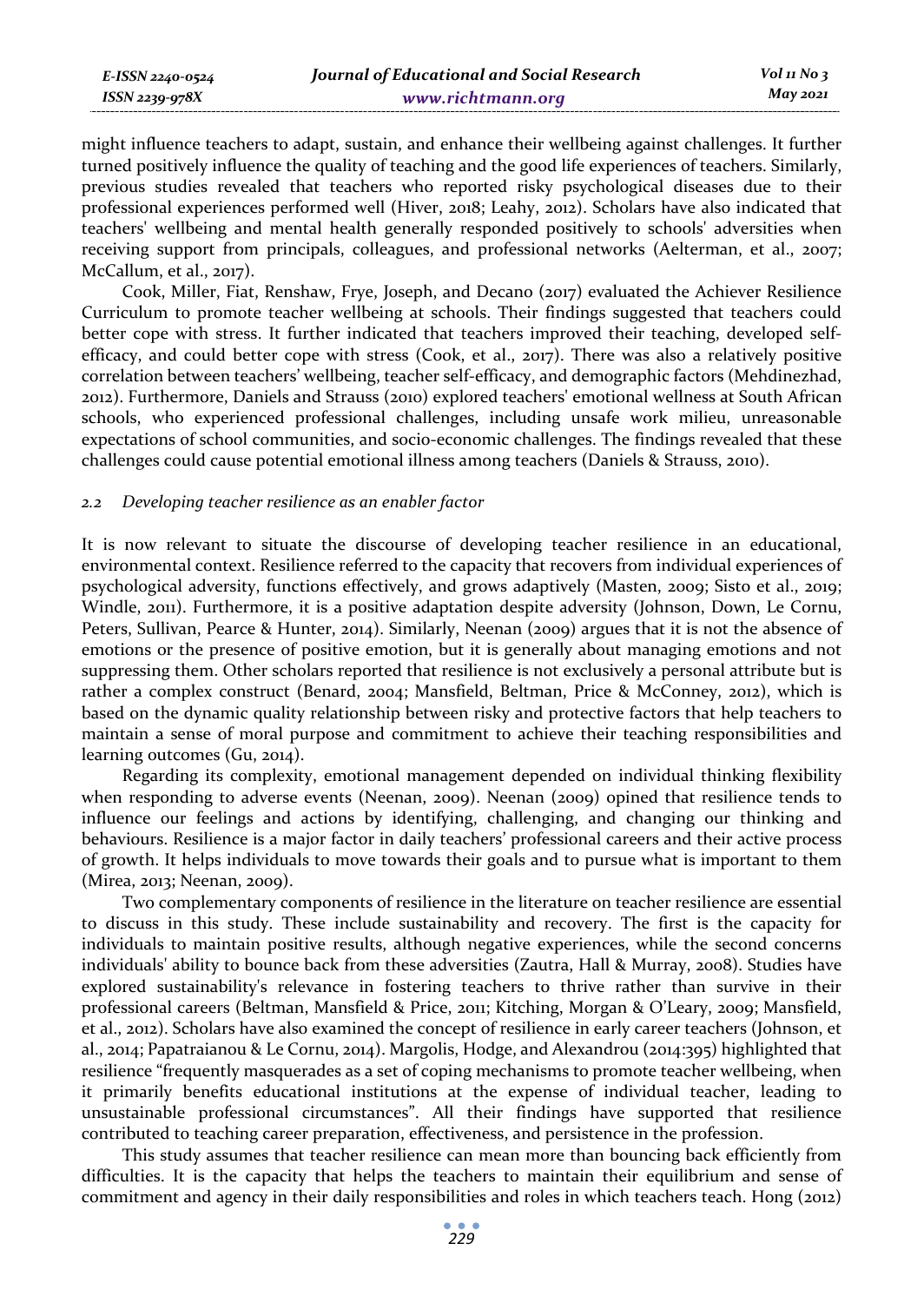might influence teachers to adapt, sustain, and enhance their wellbeing against challenges. It further turned positively influence the quality of teaching and the good life experiences of teachers. Similarly, previous studies revealed that teachers who reported risky psychological diseases due to their professional experiences performed well (Hiver, 2018; Leahy, 2012). Scholars have also indicated that teachers' wellbeing and mental health generally responded positively to schools' adversities when receiving support from principals, colleagues, and professional networks (Aelterman, et al., 2007; McCallum, et al., 2017).

Cook, Miller, Fiat, Renshaw, Frye, Joseph, and Decano (2017) evaluated the Achiever Resilience Curriculum to promote teacher wellbeing at schools. Their findings suggested that teachers could better cope with stress. It further indicated that teachers improved their teaching, developed self-efficacy, and could better cope with stress (Cook, et al., 2017). There was also a relatively positive correlation between teachers' wellbeing, teacher self-efficacy, and demographic factors (Mehdinezhad, 2012). Furthermore, Daniels and Strauss (2010) explored teachers' emotional wellness at South African schools, who experienced professional challenges, including unsafe work milieu, unreasonable expectations of school communities, and socio-economic challenges. The findings revealed that these challenges could cause potential emotional illness among teachers (Daniels & Strauss, 2010).

### *2.2 Developing teacher resilience as an enabler factor*

It is now relevant to situate the discourse of developing teacher resilience in an educational, environmental context. Resilience referred to the capacity that recovers from individual experiences of psychological adversity, functions effectively, and grows adaptively (Masten, 2009; Sisto et al., 2019; Windle, 2011). Furthermore, it is a positive adaptation despite adversity (Johnson, Down, Le Cornu, Peters, Sullivan, Pearce & Hunter, 2014). Similarly, Neenan (2009) argues that it is not the absence of emotions or the presence of positive emotion, but it is generally about managing emotions and not suppressing them. Other scholars reported that resilience is not exclusively a personal attribute but is rather a complex construct (Benard, 2004; Mansfield, Beltman, Price & McConney, 2012), which is based on the dynamic quality relationship between risky and protective factors that help teachers to maintain a sense of moral purpose and commitment to achieve their teaching responsibilities and learning outcomes (Gu, 2014).

Regarding its complexity, emotional management depended on individual thinking flexibility when responding to adverse events (Neenan, 2009). Neenan (2009) opined that resilience tends to influence our feelings and actions by identifying, challenging, and changing our thinking and behaviours. Resilience is a major factor in daily teachers' professional careers and their active process of growth. It helps individuals to move towards their goals and to pursue what is important to them (Mirea, 2013; Neenan, 2009).

Two complementary components of resilience in the literature on teacher resilience are essential to discuss in this study. These include sustainability and recovery. The first is the capacity for individuals to maintain positive results, although negative experiences, while the second concerns individuals' ability to bounce back from these adversities (Zautra, Hall & Murray, 2008). Studies have explored sustainability's relevance in fostering teachers to thrive rather than survive in their professional careers (Beltman, Mansfield & Price, 2011; Kitching, Morgan & O'Leary, 2009; Mansfield, et al., 2012). Scholars have also examined the concept of resilience in early career teachers (Johnson, et al., 2014; Papatraianou & Le Cornu, 2014). Margolis, Hodge, and Alexandrou (2014:395) highlighted that resilience "frequently masquerades as a set of coping mechanisms to promote teacher wellbeing, when it primarily benefits educational institutions at the expense of individual teacher, leading to unsustainable professional circumstances". All their findings have supported that resilience contributed to teaching career preparation, effectiveness, and persistence in the profession.

This study assumes that teacher resilience can mean more than bouncing back efficiently from difficulties. It is the capacity that helps the teachers to maintain their equilibrium and sense of commitment and agency in their daily responsibilities and roles in which teachers teach. Hong (2012)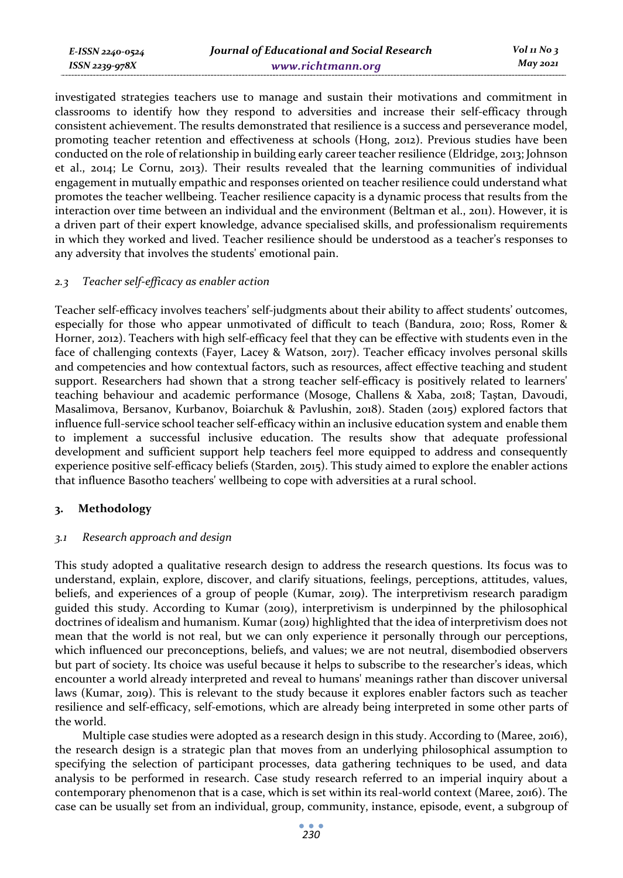investigated strategies teachers use to manage and sustain their motivations and commitment in classrooms to identify how they respond to adversities and increase their self-efficacy through consistent achievement. The results demonstrated that resilience is a success and perseverance model, promoting teacher retention and effectiveness at schools (Hong, 2012). Previous studies have been conducted on the role of relationship in building early career teacher resilience (Eldridge, 2013; Johnson et al., 2014; Le Cornu, 2013). Their results revealed that the learning communities of individual engagement in mutually empathic and responses oriented on teacher resilience could understand what promotes the teacher wellbeing. Teacher resilience capacity is a dynamic process that results from the interaction over time between an individual and the environment (Beltman et al., 2011). However, it is a driven part of their expert knowledge, advance specialised skills, and professionalism requirements in which they worked and lived. Teacher resilience should be understood as a teacher's responses to any adversity that involves the students' emotional pain.

### *2.3 Teacher self-efficacy as enabler action*

Teacher self-efficacy involves teachers' self-judgments about their ability to affect students' outcomes, especially for those who appear unmotivated of difficult to teach (Bandura, 2010; Ross, Romer & Horner, 2012). Teachers with high self-efficacy feel that they can be effective with students even in the face of challenging contexts (Fayer, Lacey & Watson, 2017). Teacher efficacy involves personal skills and competencies and how contextual factors, such as resources, affect effective teaching and student support. Researchers had shown that a strong teacher self-efficacy is positively related to learners' teaching behaviour and academic performance (Mosoge, Challens & Xaba, 2018; Taştan, Davoudi, Masalimova, Bersanov, Kurbanov, Boiarchuk & Pavlushin, 2018). Staden (2015) explored factors that influence full-service school teacher self-efficacy within an inclusive education system and enable them to implement a successful inclusive education. The results show that adequate professional development and sufficient support help teachers feel more equipped to address and consequently experience positive self-efficacy beliefs (Starden, 2015). This study aimed to explore the enabler actions that influence Basotho teachers' wellbeing to cope with adversities at a rural school.

## 3. Methodology

### *3.1 Research approach and design*

This study adopted a qualitative research design to address the research questions. Its focus was to understand, explain, explore, discover, and clarify situations, feelings, perceptions, attitudes, values, beliefs, and experiences of a group of people (Kumar, 2019). The interpretivism research paradigm guided this study. According to Kumar (2019), interpretivism is underpinned by the philosophical doctrines of idealism and humanism. Kumar (2019) highlighted that the idea of interpretivism does not mean that the world is not real, but we can only experience it personally through our perceptions, which influenced our preconceptions, beliefs, and values; we are not neutral, disembodied observers but part of society. Its choice was useful because it helps to subscribe to the researcher's ideas, which encounter a world already interpreted and reveal to humans' meanings rather than discover universal laws (Kumar, 2019). This is relevant to the study because it explores enabler factors such as teacher resilience and self-efficacy, self-emotions, which are already being interpreted in some other parts of the world.

Multiple case studies were adopted as a research design in this study. According to (Maree, 2016), the research design is a strategic plan that moves from an underlying philosophical assumption to specifying the selection of participant processes, data gathering techniques to be used, and data analysis to be performed in research. Case study research referred to an imperial inquiry about a contemporary phenomenon that is a case, which is set within its real-world context (Maree, 2016). The case can be usually set from an individual, group, community, instance, episode, event, a subgroup of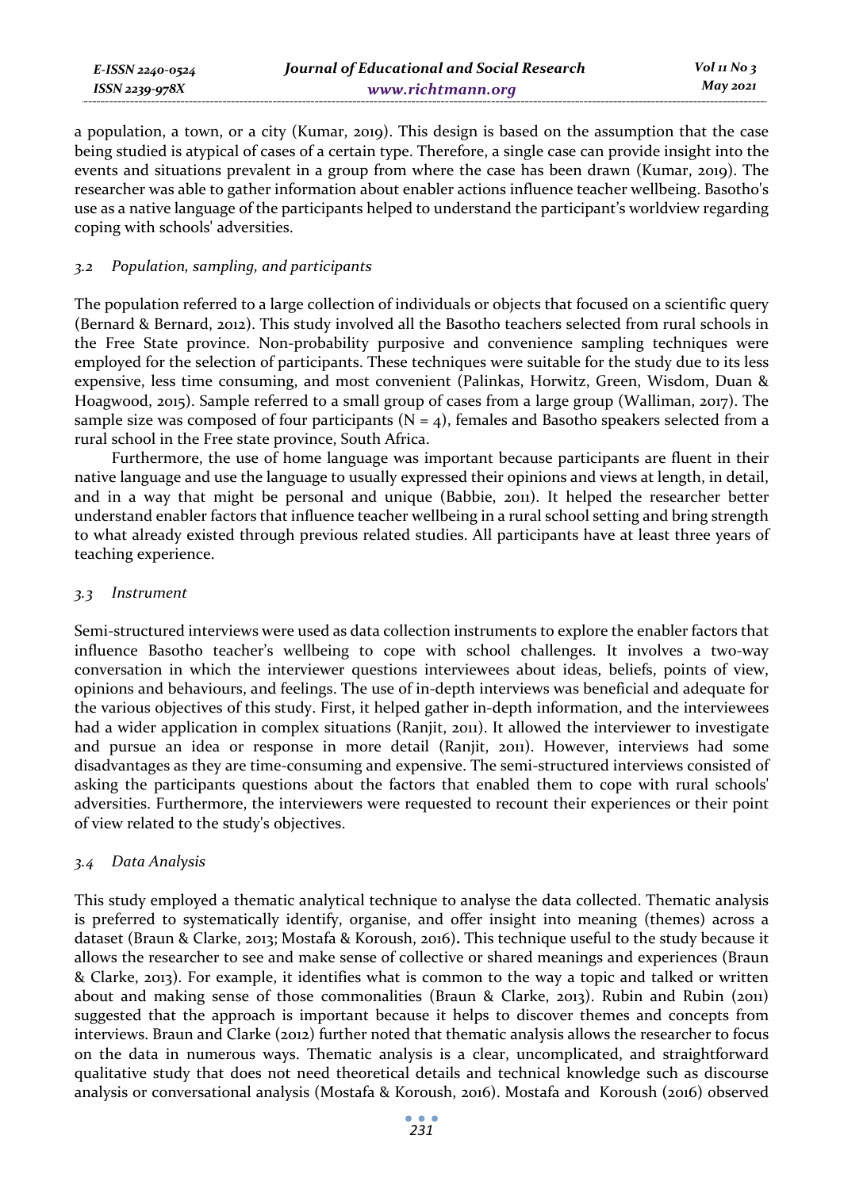a population, a town, or a city (Kumar, 2019). This design is based on the assumption that the case being studied is atypical of cases of a certain type. Therefore, a single case can provide insight into the events and situations prevalent in a group from where the case has been drawn (Kumar, 2019). The researcher was able to gather information about enabler actions influence teacher wellbeing. Basotho's use as a native language of the participants helped to understand the participant's worldview regarding coping with schools' adversities.

### *3.2 Population, sampling, and participants*

The population referred to a large collection of individuals or objects that focused on a scientific query (Bernard & Bernard, 2012). This study involved all the Basotho teachers selected from rural schools in the Free State province. Non-probability purposive and convenience sampling techniques were employed for the selection of participants. These techniques were suitable for the study due to its less expensive, less time consuming, and most convenient (Palinkas, Horwitz, Green, Wisdom, Duan & Hoagwood, 2015). Sample referred to a small group of cases from a large group (Walliman, 2017). The sample size was composed of four participants ($N = 4$), females and Basotho speakers selected from a rural school in the Free state province, South Africa.

Furthermore, the use of home language was important because participants are fluent in their native language and use the language to usually expressed their opinions and views at length, in detail, and in a way that might be personal and unique (Babbie, 2011). It helped the researcher better understand enabler factors that influence teacher wellbeing in a rural school setting and bring strength to what already existed through previous related studies. All participants have at least three years of teaching experience.

### *3.3 Instrument*

Semi-structured interviews were used as data collection instruments to explore the enabler factors that influence Basotho teacher's wellbeing to cope with school challenges. It involves a two-way conversation in which the interviewer questions interviewees about ideas, beliefs, points of view, opinions and behaviours, and feelings. The use of in-depth interviews was beneficial and adequate for the various objectives of this study. First, it helped gather in-depth information, and the interviewees had a wider application in complex situations (Ranjit, 2011). It allowed the interviewer to investigate and pursue an idea or response in more detail (Ranjit, 2011). However, interviews had some disadvantages as they are time-consuming and expensive. The semi-structured interviews consisted of asking the participants questions about the factors that enabled them to cope with rural schools' adversities. Furthermore, the interviewers were requested to recount their experiences or their point of view related to the study's objectives.

### *3.4 Data Analysis*

This study employed a thematic analytical technique to analyse the data collected. Thematic analysis is preferred to systematically identify, organise, and offer insight into meaning (themes) across a dataset (Braun & Clarke, 2013; Mostafa & Koroush, 2016)**.** This technique useful to the study because it allows the researcher to see and make sense of collective or shared meanings and experiences (Braun & Clarke, 2013). For example, it identifies what is common to the way a topic and talked or written about and making sense of those commonalities (Braun & Clarke, 2013). Rubin and Rubin (2011) suggested that the approach is important because it helps to discover themes and concepts from interviews. Braun and Clarke (2012) further noted that thematic analysis allows the researcher to focus on the data in numerous ways. Thematic analysis is a clear, uncomplicated, and straightforward qualitative study that does not need theoretical details and technical knowledge such as discourse analysis or conversational analysis (Mostafa & Koroush, 2016). Mostafa and Koroush (2016) observed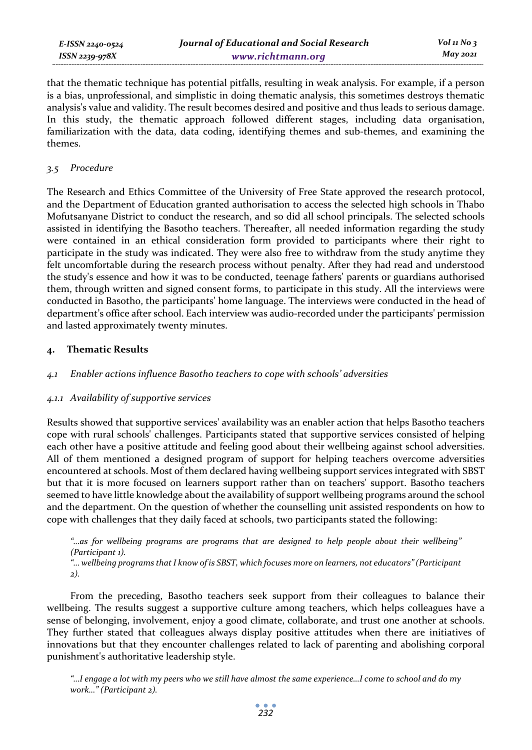that the thematic technique has potential pitfalls, resulting in weak analysis. For example, if a person is a bias, unprofessional, and simplistic in doing thematic analysis, this sometimes destroys thematic analysis's value and validity. The result becomes desired and positive and thus leads to serious damage. In this study, the thematic approach followed different stages, including data organisation, familiarization with the data, data coding, identifying themes and sub-themes, and examining the themes.

### *3.5 Procedure*

The Research and Ethics Committee of the University of Free State approved the research protocol, and the Department of Education granted authorisation to access the selected high schools in Thabo Mofutsanyane District to conduct the research, and so did all school principals. The selected schools assisted in identifying the Basotho teachers. Thereafter, all needed information regarding the study were contained in an ethical consideration form provided to participants where their right to participate in the study was indicated. They were also free to withdraw from the study anytime they felt uncomfortable during the research process without penalty. After they had read and understood the study's essence and how it was to be conducted, teenage fathers' parents or guardians authorised them, through written and signed consent forms, to participate in this study. All the interviews were conducted in Basotho, the participants' home language. The interviews were conducted in the head of department's office after school. Each interview was audio-recorded under the participants' permission and lasted approximately twenty minutes.

## 4. Thematic Results

### *4.1 Enabler actions influence Basotho teachers to cope with schools' adversities*

#### *4.1.1 Availability of supportive services*

Results showed that supportive services' availability was an enabler action that helps Basotho teachers cope with rural schools' challenges. Participants stated that supportive services consisted of helping each other have a positive attitude and feeling good about their wellbeing against school adversities. All of them mentioned a designed program of support for helping teachers overcome adversities encountered at schools. Most of them declared having wellbeing support services integrated with SBST but that it is more focused on learners support rather than on teachers' support. Basotho teachers seemed to have little knowledge about the availability of support wellbeing programs around the school and the department. On the question of whether the counselling unit assisted respondents on how to cope with challenges that they daily faced at schools, two participants stated the following:

*"...as for wellbeing programs are programs that are designed to help people about their wellbeing" (Participant 1).*
*"... wellbeing programs that I know of is SBST, which focuses more on learners, not educators" (Participant 2).*

From the preceding, Basotho teachers seek support from their colleagues to balance their wellbeing. The results suggest a supportive culture among teachers, which helps colleagues have a sense of belonging, involvement, enjoy a good climate, collaborate, and trust one another at schools. They further stated that colleagues always display positive attitudes when there are initiatives of innovations but that they encounter challenges related to lack of parenting and abolishing corporal punishment's authoritative leadership style.

*"...I engage a lot with my peers who we still have almost the same experience...I come to school and do my work..." (Participant 2).*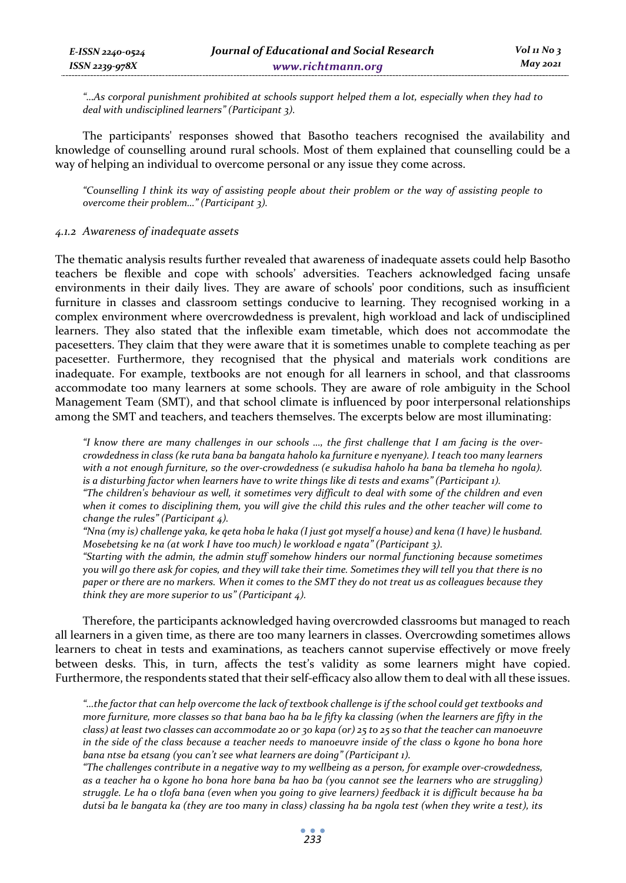*"…As corporal punishment prohibited at schools support helped them a lot, especially when they had to deal with undisciplined learners" (Participant 3).*

The participants' responses showed that Basotho teachers recognised the availability and knowledge of counselling around rural schools. Most of them explained that counselling could be a way of helping an individual to overcome personal or any issue they come across.

*"Counselling I think its way of assisting people about their problem or the way of assisting people to overcome their problem…" (Participant 3).*

#### *4.1.2 Awareness of inadequate assets*

The thematic analysis results further revealed that awareness of inadequate assets could help Basotho teachers be flexible and cope with schools' adversities. Teachers acknowledged facing unsafe environments in their daily lives. They are aware of schools' poor conditions, such as insufficient furniture in classes and classroom settings conducive to learning. They recognised working in a complex environment where overcrowdedness is prevalent, high workload and lack of undisciplined learners. They also stated that the inflexible exam timetable, which does not accommodate the pacesetters. They claim that they were aware that it is sometimes unable to complete teaching as per pacesetter. Furthermore, they recognised that the physical and materials work conditions are inadequate. For example, textbooks are not enough for all learners in school, and that classrooms accommodate too many learners at some schools. They are aware of role ambiguity in the School Management Team (SMT), and that school climate is influenced by poor interpersonal relationships among the SMT and teachers, and teachers themselves. The excerpts below are most illuminating:

*"I know there are many challenges in our schools …, the first challenge that I am facing is the over-crowdedness in class (ke ruta bana ba bangata haholo ka furniture e nyenyane). I teach too many learners with a not enough furniture, so the over-crowdedness (e sukudisa haholo ha bana ba tlemeha ho ngola). is a disturbing factor when learners have to write things like di tests and exams" (Participant 1).*

*"The children's behaviour as well, it sometimes very difficult to deal with some of the children and even when it comes to disciplining them, you will give the child this rules and the other teacher will come to change the rules" (Participant 4).*

*"Nna (my is) challenge yaka, ke qeta hoba le haka (I just got myself a house) and kena (I have) le husband. Mosebetsing ke na (at work I have too much) le workload e ngata" (Participant 3).*

*"Starting with the admin, the admin stuff somehow hinders our normal functioning because sometimes you will go there ask for copies, and they will take their time. Sometimes they will tell you that there is no paper or there are no markers. When it comes to the SMT they do not treat us as colleagues because they think they are more superior to us" (Participant 4).*

Therefore, the participants acknowledged having overcrowded classrooms but managed to reach all learners in a given time, as there are too many learners in classes. Overcrowding sometimes allows learners to cheat in tests and examinations, as teachers cannot supervise effectively or move freely between desks. This, in turn, affects the test's validity as some learners might have copied. Furthermore, the respondents stated that their self-efficacy also allow them to deal with all these issues.

*"…the factor that can help overcome the lack of textbook challenge is if the school could get textbooks and more furniture, more classes so that bana bao ha ba le fifty ka classing (when the learners are fifty in the class) at least two classes can accommodate 20 or 30 kapa (or) 25 to 25 so that the teacher can manoeuvre in the side of the class because a teacher needs to manoeuvre inside of the class o kgone ho bona hore bana ntse ba etsang (you can't see what learners are doing" (Participant 1).*

*"The challenges contribute in a negative way to my wellbeing as a person, for example over-crowdedness, as a teacher ha o kgone ho bona hore bana ba hao ba (you cannot see the learners who are struggling) struggle. Le ha o tlofa bana (even when you going to give learners) feedback it is difficult because ha ba dutsi ba le bangata ka (they are too many in class) classing ha ba ngola test (when they write a test), its*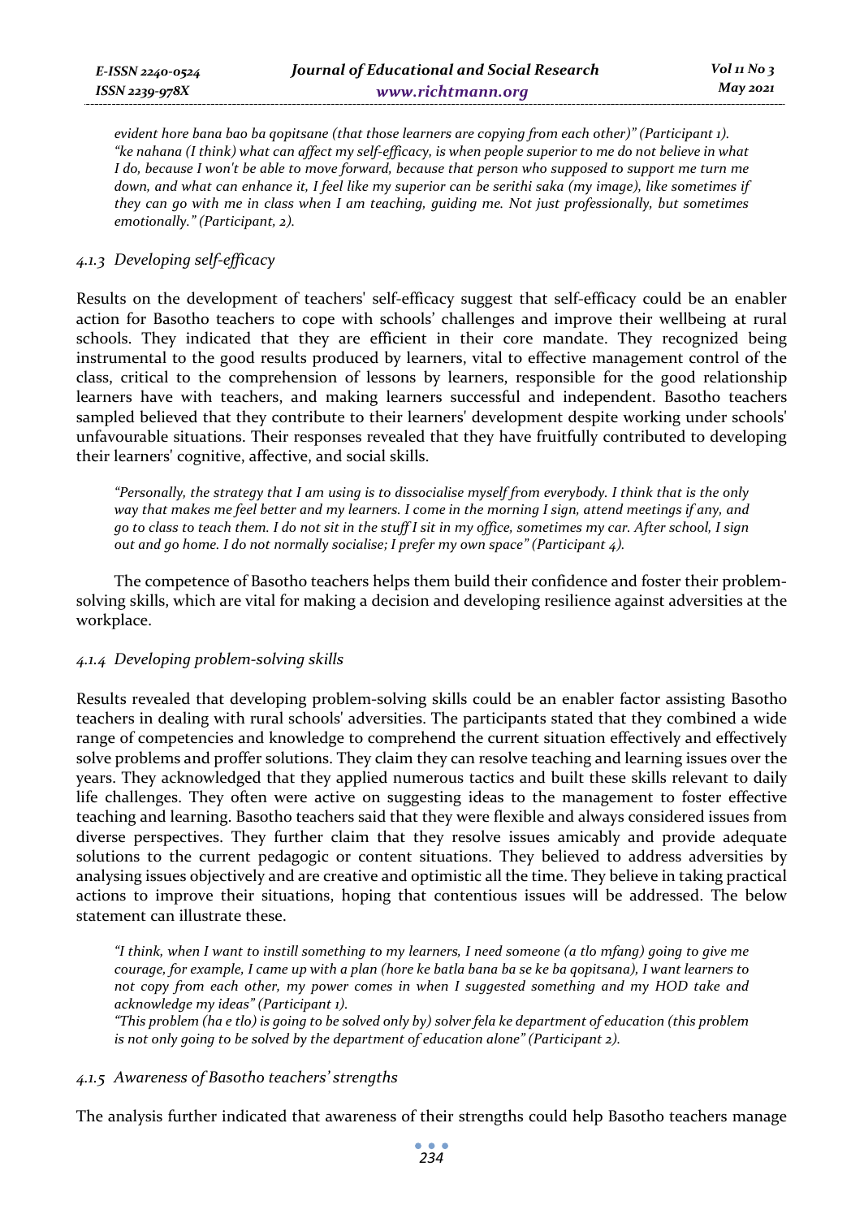*evident hore bana bao ba qopitsane (that those learners are copying from each other)" (Participant 1).*
*"ke nahana (I think) what can affect my self-efficacy, is when people superior to me do not believe in what I do, because I won't be able to move forward, because that person who supposed to support me turn me down, and what can enhance it, I feel like my superior can be serithi saka (my image), like sometimes if they can go with me in class when I am teaching, guiding me. Not just professionally, but sometimes emotionally." (Participant, 2).*

#### *4.1.3 Developing self-efficacy*

Results on the development of teachers' self-efficacy suggest that self-efficacy could be an enabler action for Basotho teachers to cope with schools' challenges and improve their wellbeing at rural schools. They indicated that they are efficient in their core mandate. They recognized being instrumental to the good results produced by learners, vital to effective management control of the class, critical to the comprehension of lessons by learners, responsible for the good relationship learners have with teachers, and making learners successful and independent. Basotho teachers sampled believed that they contribute to their learners' development despite working under schools' unfavourable situations. Their responses revealed that they have fruitfully contributed to developing their learners' cognitive, affective, and social skills.

*"Personally, the strategy that I am using is to dissocialise myself from everybody. I think that is the only way that makes me feel better and my learners. I come in the morning I sign, attend meetings if any, and go to class to teach them. I do not sit in the stuff I sit in my office, sometimes my car. After school, I sign out and go home. I do not normally socialise; I prefer my own space" (Participant 4).*

The competence of Basotho teachers helps them build their confidence and foster their problem-solving skills, which are vital for making a decision and developing resilience against adversities at the workplace.

#### *4.1.4 Developing problem-solving skills*

Results revealed that developing problem-solving skills could be an enabler factor assisting Basotho teachers in dealing with rural schools' adversities. The participants stated that they combined a wide range of competencies and knowledge to comprehend the current situation effectively and effectively solve problems and proffer solutions. They claim they can resolve teaching and learning issues over the years. They acknowledged that they applied numerous tactics and built these skills relevant to daily life challenges. They often were active on suggesting ideas to the management to foster effective teaching and learning. Basotho teachers said that they were flexible and always considered issues from diverse perspectives. They further claim that they resolve issues amicably and provide adequate solutions to the current pedagogic or content situations. They believed to address adversities by analysing issues objectively and are creative and optimistic all the time. They believe in taking practical actions to improve their situations, hoping that contentious issues will be addressed. The below statement can illustrate these.

*"I think, when I want to instill something to my learners, I need someone (a tlo mfang) going to give me courage, for example, I came up with a plan (hore ke batla bana ba se ke ba qopitsana), I want learners to not copy from each other, my power comes in when I suggested something and my HOD take and acknowledge my ideas" (Participant 1).*
*"This problem (ha e tlo) is going to be solved only by) solver fela ke department of education (this problem is not only going to be solved by the department of education alone" (Participant 2).*

#### *4.1.5 Awareness of Basotho teachers' strengths*

The analysis further indicated that awareness of their strengths could help Basotho teachers manage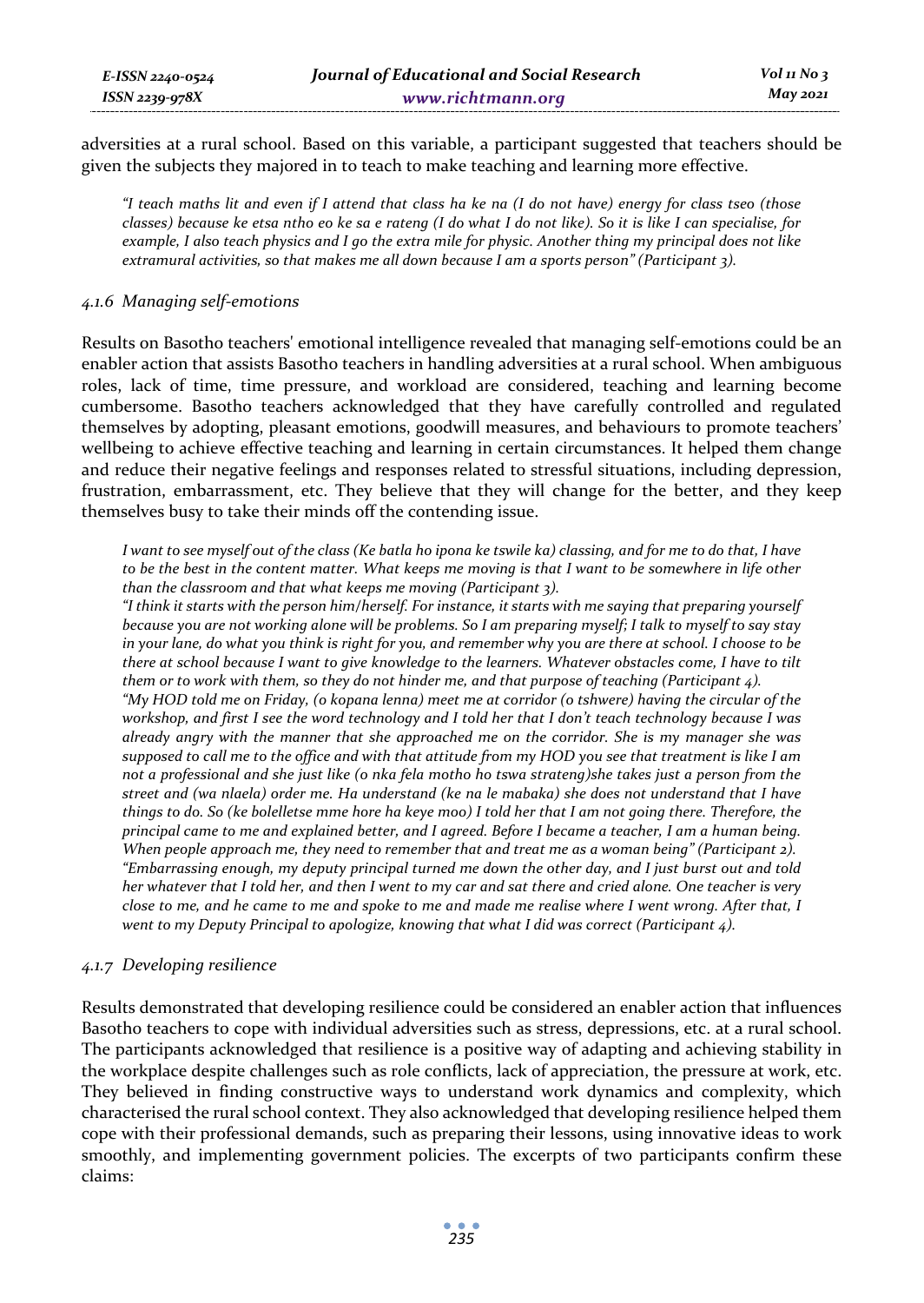adversities at a rural school. Based on this variable, a participant suggested that teachers should be given the subjects they majored in to teach to make teaching and learning more effective.

> *"I teach maths lit and even if I attend that class ha ke na (I do not have) energy for class tseo (those classes) because ke etsa ntho eo ke sa e rateng (I do what I do not like). So it is like I can specialise, for example, I also teach physics and I go the extra mile for physic. Another thing my principal does not like extramural activities, so that makes me all down because I am a sports person" (Participant 3).*

#### *4.1.6 Managing self-emotions*

Results on Basotho teachers' emotional intelligence revealed that managing self-emotions could be an enabler action that assists Basotho teachers in handling adversities at a rural school. When ambiguous roles, lack of time, time pressure, and workload are considered, teaching and learning become cumbersome. Basotho teachers acknowledged that they have carefully controlled and regulated themselves by adopting, pleasant emotions, goodwill measures, and behaviours to promote teachers' wellbeing to achieve effective teaching and learning in certain circumstances. It helped them change and reduce their negative feelings and responses related to stressful situations, including depression, frustration, embarrassment, etc. They believe that they will change for the better, and they keep themselves busy to take their minds off the contending issue.

> *I want to see myself out of the class (Ke batla ho ipona ke tswile ka) classing, and for me to do that, I have to be the best in the content matter. What keeps me moving is that I want to be somewhere in life other than the classroom and that what keeps me moving (Participant 3).*
>
> *"I think it starts with the person him/herself. For instance, it starts with me saying that preparing yourself because you are not working alone will be problems. So I am preparing myself; I talk to myself to say stay in your lane, do what you think is right for you, and remember why you are there at school. I choose to be there at school because I want to give knowledge to the learners. Whatever obstacles come, I have to tilt them or to work with them, so they do not hinder me, and that purpose of teaching (Participant 4).*
>
> *"My HOD told me on Friday, (o kopana lenna) meet me at corridor (o tshwere) having the circular of the workshop, and first I see the word technology and I told her that I don't teach technology because I was already angry with the manner that she approached me on the corridor. She is my manager she was supposed to call me to the office and with that attitude from my HOD you see that treatment is like I am not a professional and she just like (o nka fela motho ho tswa strateng)she takes just a person from the street and (wa nlaela) order me. Ha understand (ke na le mabaka) she does not understand that I have things to do. So (ke bolelletse mme hore ha keye moo) I told her that I am not going there. Therefore, the principal came to me and explained better, and I agreed. Before I became a teacher, I am a human being. When people approach me, they need to remember that and treat me as a woman being" (Participant 2).*
>
> *"Embarrassing enough, my deputy principal turned me down the other day, and I just burst out and told her whatever that I told her, and then I went to my car and sat there and cried alone. One teacher is very close to me, and he came to me and spoke to me and made me realise where I went wrong. After that, I went to my Deputy Principal to apologize, knowing that what I did was correct (Participant 4).*

#### *4.1.7 Developing resilience*

Results demonstrated that developing resilience could be considered an enabler action that influences Basotho teachers to cope with individual adversities such as stress, depressions, etc. at a rural school. The participants acknowledged that resilience is a positive way of adapting and achieving stability in the workplace despite challenges such as role conflicts, lack of appreciation, the pressure at work, etc. They believed in finding constructive ways to understand work dynamics and complexity, which characterised the rural school context. They also acknowledged that developing resilience helped them cope with their professional demands, such as preparing their lessons, using innovative ideas to work smoothly, and implementing government policies. The excerpts of two participants confirm these claims: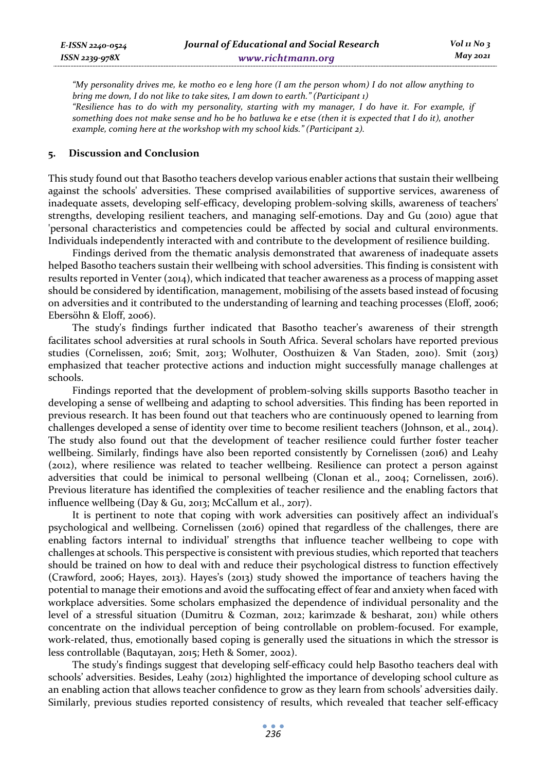*"My personality drives me, ke motho eo e leng hore (I am the person whom) I do not allow anything to bring me down, I do not like to take sites, I am down to earth." (Participant 1)*

*"Resilience has to do with my personality, starting with my manager, I do have it. For example, if something does not make sense and ho be ho batluwa ke e etse (then it is expected that I do it), another example, coming here at the workshop with my school kids." (Participant 2).*

## 5. Discussion and Conclusion

This study found out that Basotho teachers develop various enabler actions that sustain their wellbeing against the schools' adversities. These comprised availabilities of supportive services, awareness of inadequate assets, developing self-efficacy, developing problem-solving skills, awareness of teachers' strengths, developing resilient teachers, and managing self-emotions. Day and Gu (2010) ague that 'personal characteristics and competencies could be affected by social and cultural environments. Individuals independently interacted with and contribute to the development of resilience building.

Findings derived from the thematic analysis demonstrated that awareness of inadequate assets helped Basotho teachers sustain their wellbeing with school adversities. This finding is consistent with results reported in Venter (2014), which indicated that teacher awareness as a process of mapping asset should be considered by identification, management, mobilising of the assets based instead of focusing on adversities and it contributed to the understanding of learning and teaching processes (Eloff, 2006; Ebersöhn & Eloff, 2006).

The study's findings further indicated that Basotho teacher's awareness of their strength facilitates school adversities at rural schools in South Africa. Several scholars have reported previous studies (Cornelissen, 2016; Smit, 2013; Wolhuter, Oosthuizen & Van Staden, 2010). Smit (2013) emphasized that teacher protective actions and induction might successfully manage challenges at schools.

Findings reported that the development of problem-solving skills supports Basotho teacher in developing a sense of wellbeing and adapting to school adversities. This finding has been reported in previous research. It has been found out that teachers who are continuously opened to learning from challenges developed a sense of identity over time to become resilient teachers (Johnson, et al., 2014). The study also found out that the development of teacher resilience could further foster teacher wellbeing. Similarly, findings have also been reported consistently by Cornelissen (2016) and Leahy (2012), where resilience was related to teacher wellbeing. Resilience can protect a person against adversities that could be inimical to personal wellbeing (Clonan et al., 2004; Cornelissen, 2016). Previous literature has identified the complexities of teacher resilience and the enabling factors that influence wellbeing (Day & Gu, 2013; McCallum et al., 2017).

It is pertinent to note that coping with work adversities can positively affect an individual's psychological and wellbeing. Cornelissen (2016) opined that regardless of the challenges, there are enabling factors internal to individual' strengths that influence teacher wellbeing to cope with challenges at schools. This perspective is consistent with previous studies, which reported that teachers should be trained on how to deal with and reduce their psychological distress to function effectively (Crawford, 2006; Hayes, 2013). Hayes's (2013) study showed the importance of teachers having the potential to manage their emotions and avoid the suffocating effect of fear and anxiety when faced with workplace adversities. Some scholars emphasized the dependence of individual personality and the level of a stressful situation (Dumitru & Cozman, 2012; karimzade & besharat, 2011) while others concentrate on the individual perception of being controllable on problem-focused. For example, work-related, thus, emotionally based coping is generally used the situations in which the stressor is less controllable (Baqutayan, 2015; Heth & Somer, 2002).

The study's findings suggest that developing self-efficacy could help Basotho teachers deal with schools' adversities. Besides, Leahy (2012) highlighted the importance of developing school culture as an enabling action that allows teacher confidence to grow as they learn from schools' adversities daily. Similarly, previous studies reported consistency of results, which revealed that teacher self-efficacy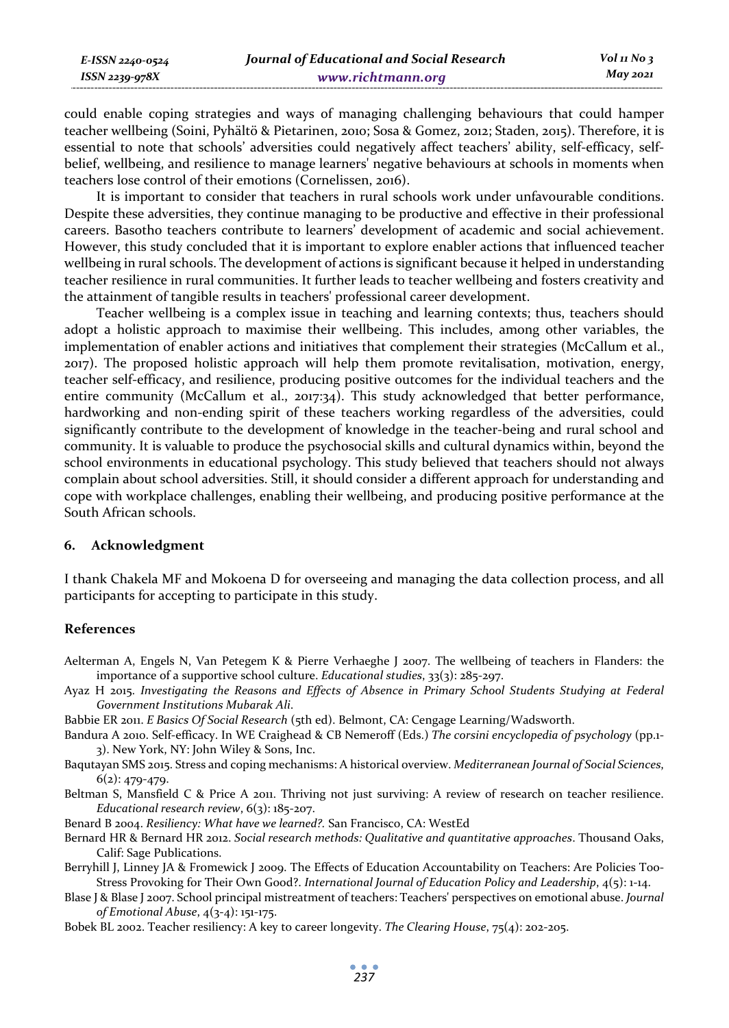could enable coping strategies and ways of managing challenging behaviours that could hamper teacher wellbeing (Soini, Pyhältö & Pietarinen, 2010; Sosa & Gomez, 2012; Staden, 2015). Therefore, it is essential to note that schools' adversities could negatively affect teachers' ability, self-efficacy, self-belief, wellbeing, and resilience to manage learners' negative behaviours at schools in moments when teachers lose control of their emotions (Cornelissen, 2016).

It is important to consider that teachers in rural schools work under unfavourable conditions. Despite these adversities, they continue managing to be productive and effective in their professional careers. Basotho teachers contribute to learners' development of academic and social achievement. However, this study concluded that it is important to explore enabler actions that influenced teacher wellbeing in rural schools. The development of actions is significant because it helped in understanding teacher resilience in rural communities. It further leads to teacher wellbeing and fosters creativity and the attainment of tangible results in teachers' professional career development.

Teacher wellbeing is a complex issue in teaching and learning contexts; thus, teachers should adopt a holistic approach to maximise their wellbeing. This includes, among other variables, the implementation of enabler actions and initiatives that complement their strategies (McCallum et al., 2017). The proposed holistic approach will help them promote revitalisation, motivation, energy, teacher self-efficacy, and resilience, producing positive outcomes for the individual teachers and the entire community (McCallum et al., 2017:34). This study acknowledged that better performance, hardworking and non-ending spirit of these teachers working regardless of the adversities, could significantly contribute to the development of knowledge in the teacher-being and rural school and community. It is valuable to produce the psychosocial skills and cultural dynamics within, beyond the school environments in educational psychology. This study believed that teachers should not always complain about school adversities. Still, it should consider a different approach for understanding and cope with workplace challenges, enabling their wellbeing, and producing positive performance at the South African schools.

## 6. Acknowledgment

I thank Chakela MF and Mokoena D for overseeing and managing the data collection process, and all participants for accepting to participate in this study.

## References

Aelterman A, Engels N, Van Petegem K & Pierre Verhaeghe J 2007. The wellbeing of teachers in Flanders: the importance of a supportive school culture. *Educational studies*, 33(3): 285-297.

Ayaz H 2015. *Investigating the Reasons and Effects of Absence in Primary School Students Studying at Federal Government Institutions Mubarak Ali.*

Babbie ER 2011. *E Basics Of Social Research* (5th ed). Belmont, CA: Cengage Learning/Wadsworth.

Bandura A 2010. Self-efficacy. In WE Craighead & CB Nemeroff (Eds.) *The corsini encyclopedia of psychology* (pp.1-3). New York, NY: John Wiley & Sons, Inc.

Baqutayan SMS 2015. Stress and coping mechanisms: A historical overview. *Mediterranean Journal of Social Sciences*, 6(2): 479-479.

Beltman S, Mansfield C & Price A 2011. Thriving not just surviving: A review of research on teacher resilience. *Educational research review*, 6(3): 185-207.

Benard B 2004. *Resiliency: What have we learned?.* San Francisco, CA: WestEd

Bernard HR & Bernard HR 2012. *Social research methods: Qualitative and quantitative approaches*. Thousand Oaks, Calif: Sage Publications.

Berryhill J, Linney JA & Fromewick J 2009. The Effects of Education Accountability on Teachers: Are Policies Too-Stress Provoking for Their Own Good?. *International Journal of Education Policy and Leadership*, 4(5): 1-14.

Blase J & Blase J 2007. School principal mistreatment of teachers: Teachers' perspectives on emotional abuse. *Journal of Emotional Abuse*, 4(3-4): 151-175.

Bobek BL 2002. Teacher resiliency: A key to career longevity. *The Clearing House*, 75(4): 202-205.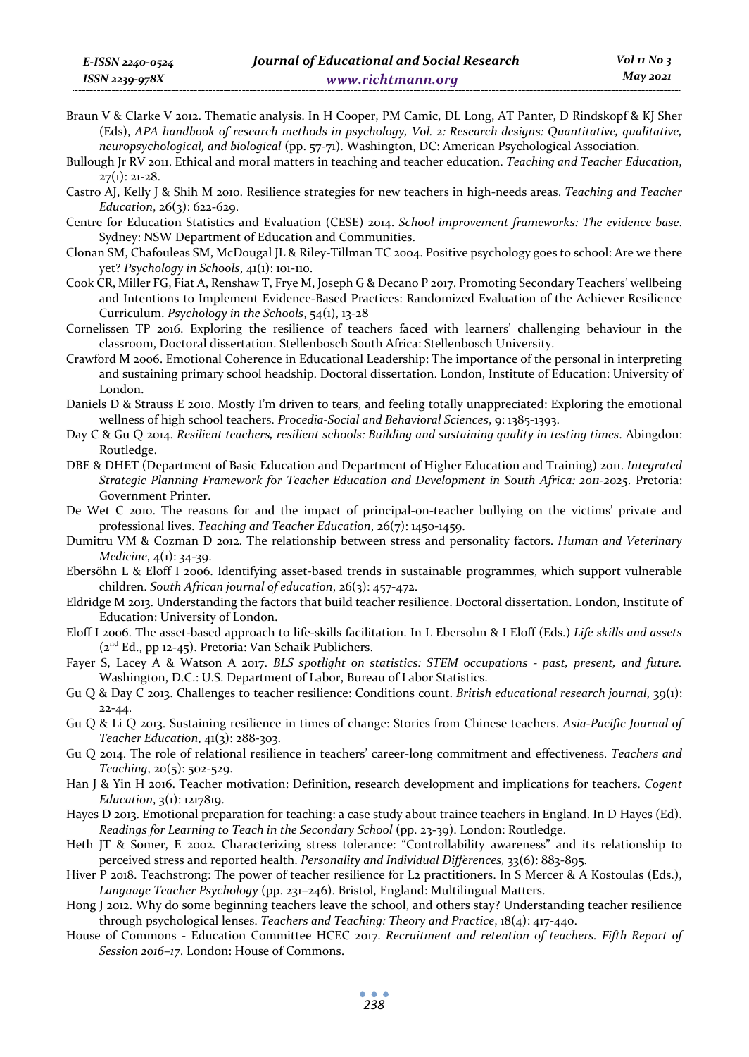Braun V & Clarke V 2012. Thematic analysis. In H Cooper, PM Camic, DL Long, AT Panter, D Rindskopf & KJ Sher (Eds), *APA handbook of research methods in psychology, Vol. 2: Research designs: Quantitative, qualitative, neuropsychological, and biological* (pp. 57-71). Washington, DC: American Psychological Association.

Bullough Jr RV 2011. Ethical and moral matters in teaching and teacher education. *Teaching and Teacher Education*, 27(1): 21-28.

Castro AJ, Kelly J & Shih M 2010. Resilience strategies for new teachers in high-needs areas. *Teaching and Teacher Education*, 26(3): 622-629.

Centre for Education Statistics and Evaluation (CESE) 2014. *School improvement frameworks: The evidence base*. Sydney: NSW Department of Education and Communities.

Clonan SM, Chafouleas SM, McDougal JL & Riley-Tillman TC 2004. Positive psychology goes to school: Are we there yet? *Psychology in Schools*, 41(1): 101-110.

Cook CR, Miller FG, Fiat A, Renshaw T, Frye M, Joseph G & Decano P 2017. Promoting Secondary Teachers' wellbeing and Intentions to Implement Evidence-Based Practices: Randomized Evaluation of the Achiever Resilience Curriculum. *Psychology in the Schools*, 54(1), 13-28

Cornelissen TP 2016. Exploring the resilience of teachers faced with learners' challenging behaviour in the classroom, Doctoral dissertation. Stellenbosch South Africa: Stellenbosch University.

Crawford M 2006. Emotional Coherence in Educational Leadership: The importance of the personal in interpreting and sustaining primary school headship. Doctoral dissertation. London, Institute of Education: University of London.

Daniels D & Strauss E 2010. Mostly I'm driven to tears, and feeling totally unappreciated: Exploring the emotional wellness of high school teachers. *Procedia-Social and Behavioral Sciences*, 9: 1385-1393.

Day C & Gu Q 2014. *Resilient teachers, resilient schools: Building and sustaining quality in testing times*. Abingdon: Routledge.

DBE & DHET (Department of Basic Education and Department of Higher Education and Training) 2011. *Integrated Strategic Planning Framework for Teacher Education and Development in South Africa: 2011-2025*. Pretoria: Government Printer.

De Wet C 2010. The reasons for and the impact of principal-on-teacher bullying on the victims' private and professional lives. *Teaching and Teacher Education*, 26(7): 1450-1459.

Dumitru VM & Cozman D 2012. The relationship between stress and personality factors. *Human and Veterinary Medicine*, 4(1): 34-39.

Ebersöhn L & Eloff I 2006. Identifying asset-based trends in sustainable programmes, which support vulnerable children. *South African journal of education*, 26(3): 457-472.

Eldridge M 2013. Understanding the factors that build teacher resilience. Doctoral dissertation. London, Institute of Education: University of London.

Eloff I 2006. The asset-based approach to life-skills facilitation. In L Ebersohn & I Eloff (Eds.) *Life skills and assets* (2nd Ed., pp 12-45). Pretoria: Van Schaik Publichers.

Fayer S, Lacey A & Watson A 2017. *BLS spotlight on statistics: STEM occupations - past, present, and future.* Washington, D.C.: U.S. Department of Labor, Bureau of Labor Statistics.

Gu Q & Day C 2013. Challenges to teacher resilience: Conditions count. *British educational research journal*, 39(1): 22-44.

Gu Q & Li Q 2013. Sustaining resilience in times of change: Stories from Chinese teachers. *Asia-Pacific Journal of Teacher Education*, 41(3): 288-303.

Gu Q 2014. The role of relational resilience in teachers' career-long commitment and effectiveness. *Teachers and Teaching*, 20(5): 502-529.

Han J & Yin H 2016. Teacher motivation: Definition, research development and implications for teachers. *Cogent Education*, 3(1): 1217819.

Hayes D 2013. Emotional preparation for teaching: a case study about trainee teachers in England. In D Hayes (Ed). *Readings for Learning to Teach in the Secondary School* (pp. 23-39). London: Routledge.

Heth JT & Somer, E 2002. Characterizing stress tolerance: "Controllability awareness" and its relationship to perceived stress and reported health. *Personality and Individual Differences,* 33(6): 883-895.

Hiver P 2018. Teachstrong: The power of teacher resilience for L2 practitioners. In S Mercer & A Kostoulas (Eds.), *Language Teacher Psychology* (pp. 231–246). Bristol, England: Multilingual Matters.

Hong J 2012. Why do some beginning teachers leave the school, and others stay? Understanding teacher resilience through psychological lenses. *Teachers and Teaching: Theory and Practice*, 18(4): 417-440.

House of Commons - Education Committee HCEC 2017. *Recruitment and retention of teachers. Fifth Report of Session 2016–17*. London: House of Commons.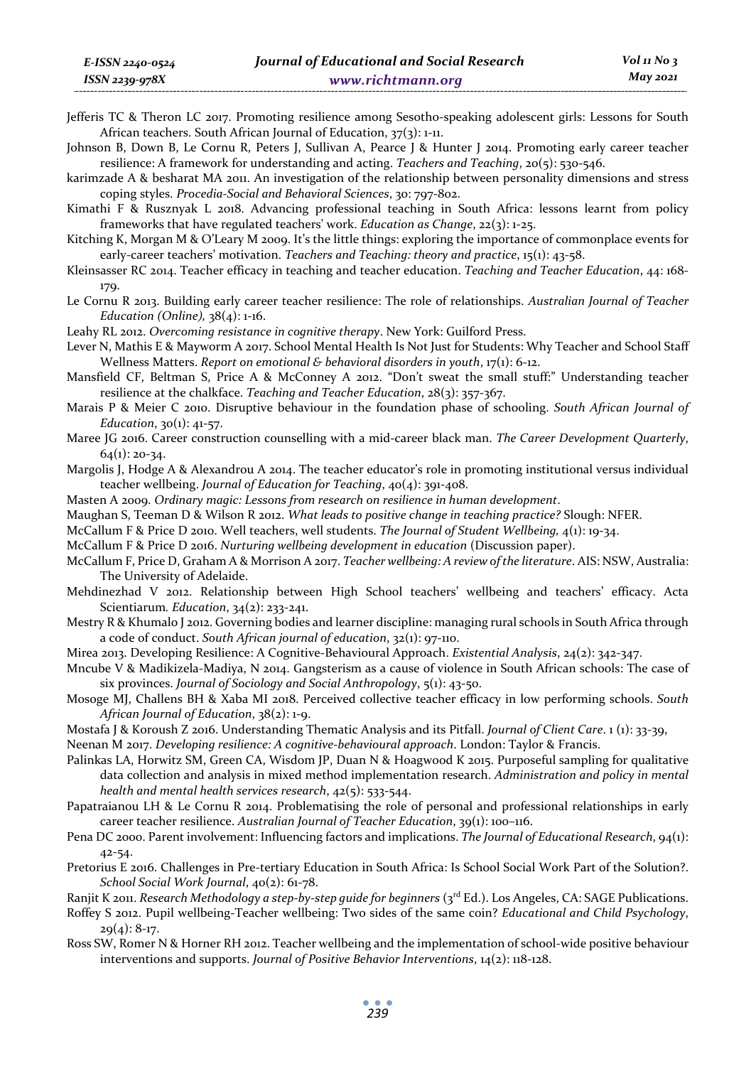Jefferis TC & Theron LC 2017. Promoting resilience among Sesotho-speaking adolescent girls: Lessons for South African teachers. South African Journal of Education, 37(3): 1-11.

Johnson B, Down B, Le Cornu R, Peters J, Sullivan A, Pearce J & Hunter J 2014. Promoting early career teacher resilience: A framework for understanding and acting. *Teachers and Teaching*, 20(5): 530-546.

karimzade A & besharat MA 2011. An investigation of the relationship between personality dimensions and stress coping styles. *Procedia-Social and Behavioral Sciences*, 30: 797-802.

Kimathi F & Rusznyak L 2018. Advancing professional teaching in South Africa: lessons learnt from policy frameworks that have regulated teachers' work. *Education as Change*, 22(3): 1-25.

Kitching K, Morgan M & O'Leary M 2009. It's the little things: exploring the importance of commonplace events for early-career teachers' motivation. *Teachers and Teaching: theory and practice*, 15(1): 43-58.

Kleinsasser RC 2014. Teacher efficacy in teaching and teacher education. *Teaching and Teacher Education*, 44: 168-179.

Le Cornu R 2013. Building early career teacher resilience: The role of relationships. *Australian Journal of Teacher Education (Online)*, 38(4): 1-16.

Leahy RL 2012. *Overcoming resistance in cognitive therapy*. New York: Guilford Press.

Lever N, Mathis E & Mayworm A 2017. School Mental Health Is Not Just for Students: Why Teacher and School Staff Wellness Matters. *Report on emotional & behavioral disorders in youth*, 17(1): 6-12.

Mansfield CF, Beltman S, Price A & McConney A 2012. "Don't sweat the small stuff:" Understanding teacher resilience at the chalkface. *Teaching and Teacher Education*, 28(3): 357-367.

Marais P & Meier C 2010. Disruptive behaviour in the foundation phase of schooling. *South African Journal of Education*, 30(1): 41-57.

Maree JG 2016. Career construction counselling with a mid-career black man. *The Career Development Quarterly*, 64(1): 20-34.

Margolis J, Hodge A & Alexandrou A 2014. The teacher educator's role in promoting institutional versus individual teacher wellbeing. *Journal of Education for Teaching*, 40(4): 391-408.

Masten A 2009. *Ordinary magic: Lessons from research on resilience in human development*.

Maughan S, Teeman D & Wilson R 2012. *What leads to positive change in teaching practice?* Slough: NFER.

McCallum F & Price D 2010. Well teachers, well students. *The Journal of Student Wellbeing*, 4(1): 19-34.

McCallum F & Price D 2016. *Nurturing wellbeing development in education* (Discussion paper).

McCallum F, Price D, Graham A & Morrison A 2017. *Teacher wellbeing: A review of the literature*. AIS: NSW, Australia: The University of Adelaide.

Mehdinezhad V 2012. Relationship between High School teachers' wellbeing and teachers' efficacy. Acta Scientiarum. *Education*, 34(2): 233-241.

Mestry R & Khumalo J 2012. Governing bodies and learner discipline: managing rural schools in South Africa through a code of conduct. *South African journal of education*, 32(1): 97-110.

Mirea 2013. Developing Resilience: A Cognitive-Behavioural Approach. *Existential Analysis*, 24(2): 342-347.

Mncube V & Madikizela-Madiya, N 2014. Gangsterism as a cause of violence in South African schools: The case of six provinces. *Journal of Sociology and Social Anthropology*, 5(1): 43-50.

Mosoge MJ, Challens BH & Xaba MI 2018. Perceived collective teacher efficacy in low performing schools. *South African Journal of Education*, 38(2): 1-9.

Mostafa J & Koroush Z 2016. Understanding Thematic Analysis and its Pitfall. *Journal of Client Care*. 1 (1): 33-39,

Neenan M 2017. *Developing resilience: A cognitive-behavioural approach*. London: Taylor & Francis.

Palinkas LA, Horwitz SM, Green CA, Wisdom JP, Duan N & Hoagwood K 2015. Purposeful sampling for qualitative data collection and analysis in mixed method implementation research. *Administration and policy in mental health and mental health services research*, 42(5): 533-544.

Papatraianou LH & Le Cornu R 2014. Problematising the role of personal and professional relationships in early career teacher resilience. *Australian Journal of Teacher Education*, 39(1): 100–116.

Pena DC 2000. Parent involvement: Influencing factors and implications. *The Journal of Educational Research*, 94(1): 42-54.

Pretorius E 2016. Challenges in Pre-tertiary Education in South Africa: Is School Social Work Part of the Solution?. *School Social Work Journal*, 40(2): 61-78.

Ranjit K 2011. *Research Methodology a step-by-step guide for beginners* (3rd Ed.). Los Angeles, CA: SAGE Publications.

Roffey S 2012. Pupil wellbeing-Teacher wellbeing: Two sides of the same coin? *Educational and Child Psychology*, 29(4): 8-17.

Ross SW, Romer N & Horner RH 2012. Teacher wellbeing and the implementation of school-wide positive behaviour interventions and supports. *Journal of Positive Behavior Interventions*, 14(2): 118-128.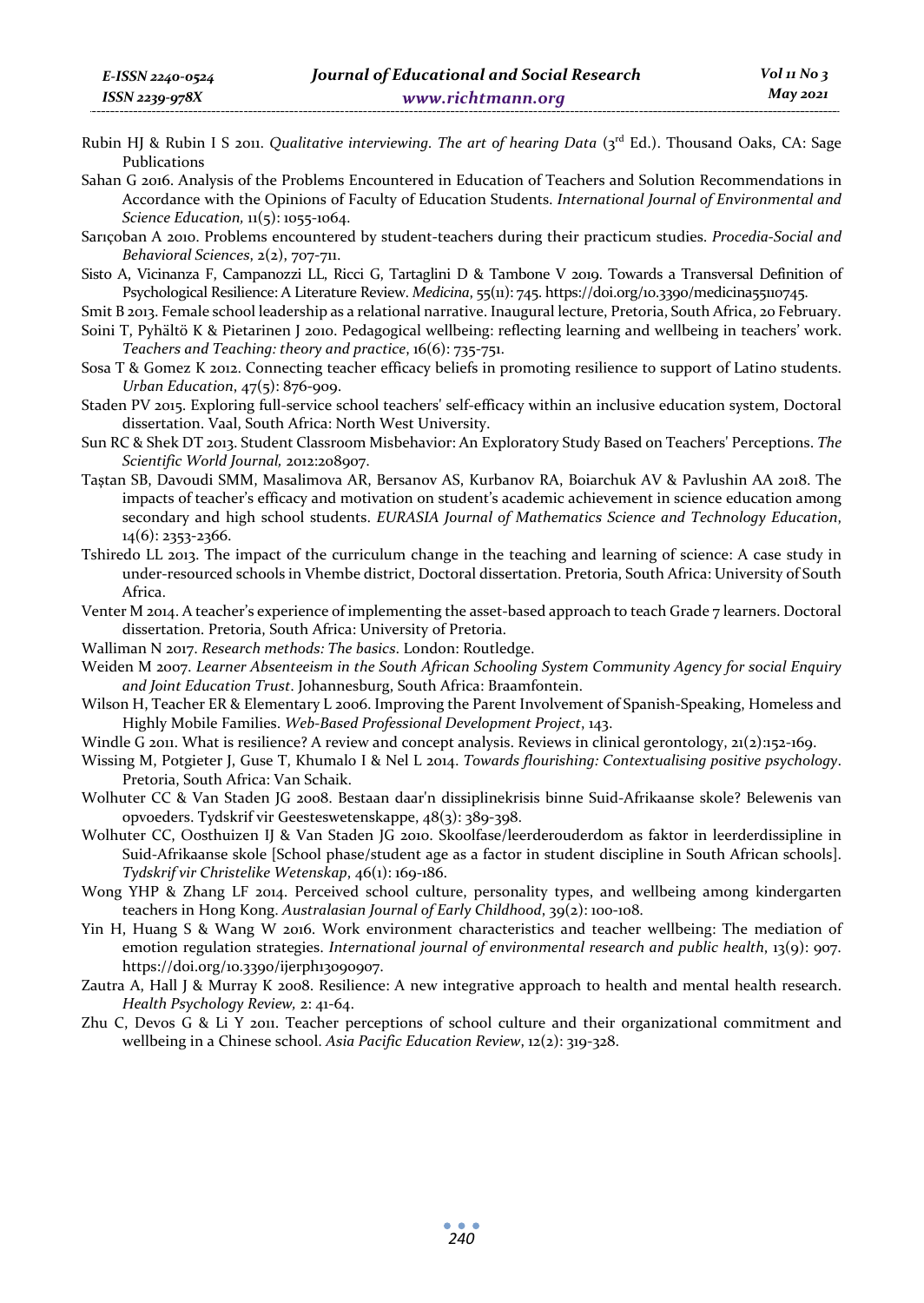Rubin HJ & Rubin I S 2011. *Qualitative interviewing. The art of hearing Data* (3rd Ed.). Thousand Oaks, CA: Sage Publications

Sahan G 2016. Analysis of the Problems Encountered in Education of Teachers and Solution Recommendations in Accordance with the Opinions of Faculty of Education Students. *International Journal of Environmental and Science Education,* 11(5): 1055-1064.

Sarıçoban A 2010. Problems encountered by student-teachers during their practicum studies. *Procedia-Social and Behavioral Sciences*, 2(2), 707-711.

Sisto A, Vicinanza F, Campanozzi LL, Ricci G, Tartaglini D & Tambone V 2019. Towards a Transversal Definition of Psychological Resilience: A Literature Review. *Medicina*, 55(11): 745. https://doi.org/10.3390/medicina55110745.

Smit B 2013. Female school leadership as a relational narrative. Inaugural lecture, Pretoria, South Africa, 20 February.

Soini T, Pyhältö K & Pietarinen J 2010. Pedagogical wellbeing: reflecting learning and wellbeing in teachers' work. *Teachers and Teaching: theory and practice*, 16(6): 735-751.

Sosa T & Gomez K 2012. Connecting teacher efficacy beliefs in promoting resilience to support of Latino students. *Urban Education*, 47(5): 876-909.

Staden PV 2015. Exploring full-service school teachers' self-efficacy within an inclusive education system, Doctoral dissertation. Vaal, South Africa: North West University.

Sun RC & Shek DT 2013. Student Classroom Misbehavior: An Exploratory Study Based on Teachers' Perceptions. *The Scientific World Journal,* 2012:208907.

Taştan SB, Davoudi SMM, Masalimova AR, Bersanov AS, Kurbanov RA, Boiarchuk AV & Pavlushin AA 2018. The impacts of teacher's efficacy and motivation on student's academic achievement in science education among secondary and high school students. *EURASIA Journal of Mathematics Science and Technology Education*, 14(6): 2353-2366.

Tshiredo LL 2013. The impact of the curriculum change in the teaching and learning of science: A case study in under-resourced schools in Vhembe district, Doctoral dissertation. Pretoria, South Africa: University of South Africa.

Venter M 2014. A teacher's experience of implementing the asset-based approach to teach Grade 7 learners. Doctoral dissertation. Pretoria, South Africa: University of Pretoria.

Walliman N 2017. *Research methods: The basics*. London: Routledge.

Weiden M 2007. *Learner Absenteeism in the South African Schooling System Community Agency for social Enquiry and Joint Education Trust*. Johannesburg, South Africa: Braamfontein.

Wilson H, Teacher ER & Elementary L 2006. Improving the Parent Involvement of Spanish-Speaking, Homeless and Highly Mobile Families. *Web-Based Professional Development Project*, 143.

Windle G 2011. What is resilience? A review and concept analysis. Reviews in clinical gerontology, 21(2):152-169.

Wissing M, Potgieter J, Guse T, Khumalo I & Nel L 2014. *Towards flourishing: Contextualising positive psychology*. Pretoria, South Africa: Van Schaik.

Wolhuter CC & Van Staden JG 2008. Bestaan daar'n dissiplinekrisis binne Suid-Afrikaanse skole? Belewenis van opvoeders. Tydskrif vir Geesteswetenskappe, 48(3): 389-398.

Wolhuter CC, Oosthuizen IJ & Van Staden JG 2010. Skoolfase/leerderouderdom as faktor in leerderdissipline in Suid-Afrikaanse skole [School phase/student age as a factor in student discipline in South African schools]. *Tydskrif vir Christelike Wetenskap*, 46(1): 169-186.

Wong YHP & Zhang LF 2014. Perceived school culture, personality types, and wellbeing among kindergarten teachers in Hong Kong. *Australasian Journal of Early Childhood*, 39(2): 100-108.

Yin H, Huang S & Wang W 2016. Work environment characteristics and teacher wellbeing: The mediation of emotion regulation strategies. *International journal of environmental research and public health*, 13(9): 907. https://doi.org/10.3390/ijerph13090907.

Zautra A, Hall J & Murray K 2008. Resilience: A new integrative approach to health and mental health research. *Health Psychology Review,* 2: 41-64.

Zhu C, Devos G & Li Y 2011. Teacher perceptions of school culture and their organizational commitment and wellbeing in a Chinese school. *Asia Pacific Education Review*, 12(2): 319-328.